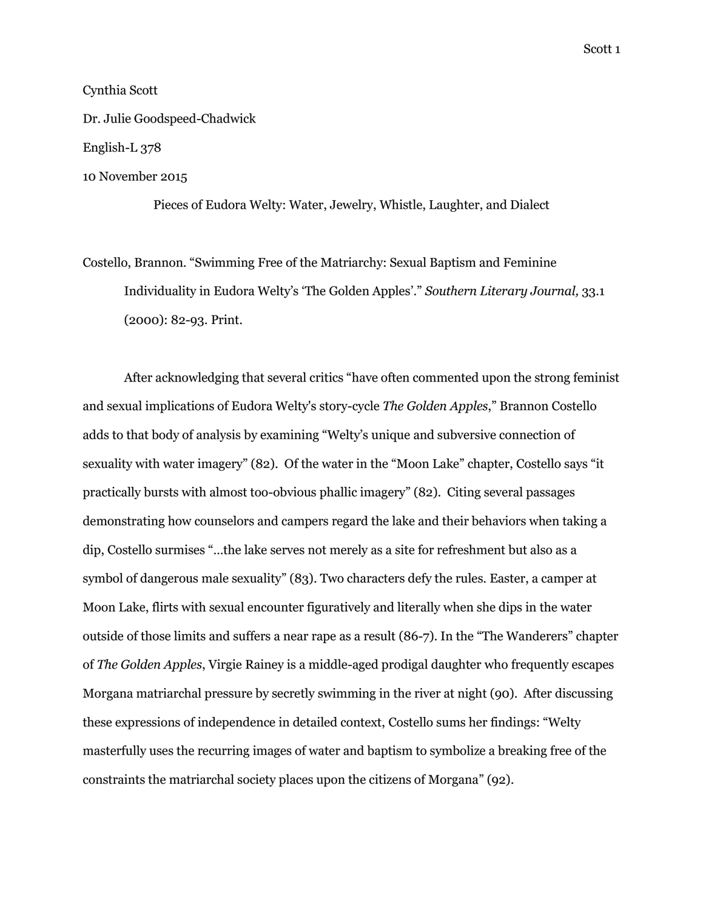Cynthia Scott

Dr. Julie Goodspeed-Chadwick

English-L 378

10 November 2015

Pieces of Eudora Welty: Water, Jewelry, Whistle, Laughter, and Dialect

Costello, Brannon. "Swimming Free of the Matriarchy: Sexual Baptism and Feminine Individuality in Eudora Welty's 'The Golden Apples'." *Southern Literary Journal,* 33.1 (2000): 82-93. Print.

After acknowledging that several critics "have often commented upon the strong feminist and sexual implications of Eudora Welty's story-cycle *The Golden Apples*," Brannon Costello adds to that body of analysis by examining "Welty's unique and subversive connection of sexuality with water imagery" (82). Of the water in the "Moon Lake" chapter, Costello says "it practically bursts with almost too-obvious phallic imagery" (82). Citing several passages demonstrating how counselors and campers regard the lake and their behaviors when taking a dip, Costello surmises "...the lake serves not merely as a site for refreshment but also as a symbol of dangerous male sexuality" (83). Two characters defy the rules. Easter, a camper at Moon Lake, flirts with sexual encounter figuratively and literally when she dips in the water outside of those limits and suffers a near rape as a result (86-7). In the "The Wanderers" chapter of *The Golden Apples*, Virgie Rainey is a middle-aged prodigal daughter who frequently escapes Morgana matriarchal pressure by secretly swimming in the river at night (90). After discussing these expressions of independence in detailed context, Costello sums her findings: "Welty masterfully uses the recurring images of water and baptism to symbolize a breaking free of the constraints the matriarchal society places upon the citizens of Morgana" (92).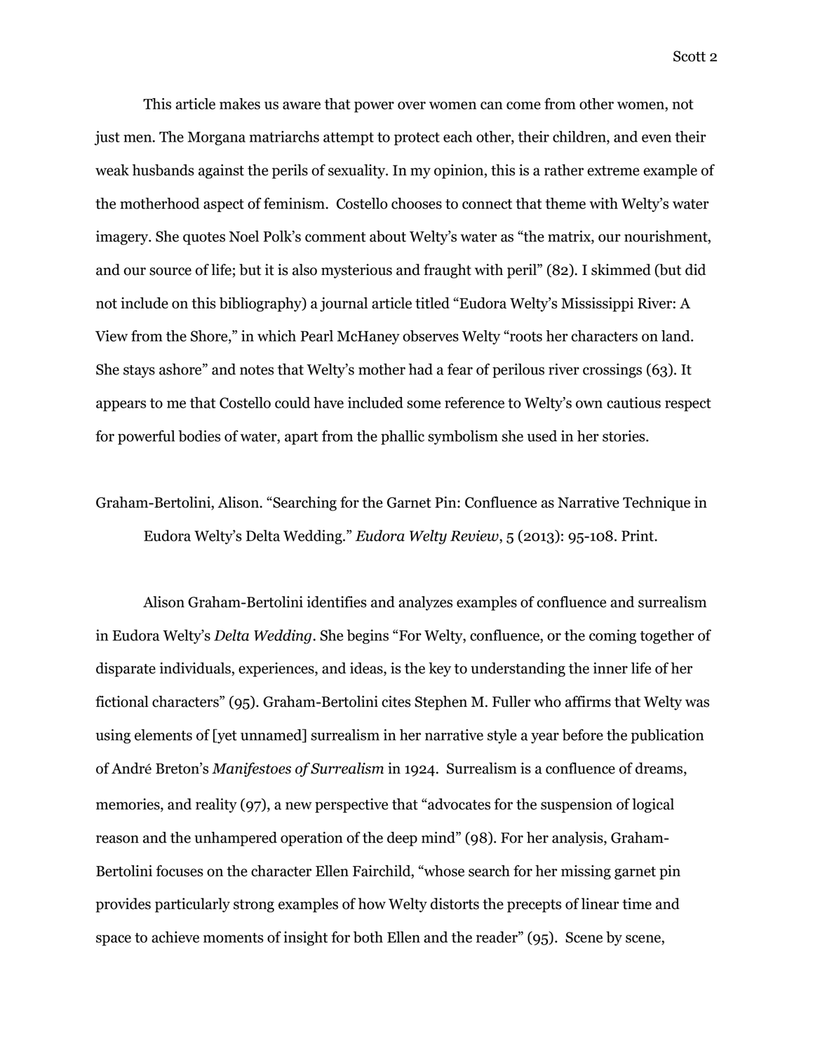This article makes us aware that power over women can come from other women, not just men. The Morgana matriarchs attempt to protect each other, their children, and even their weak husbands against the perils of sexuality. In my opinion, this is a rather extreme example of the motherhood aspect of feminism. Costello chooses to connect that theme with Welty's water imagery. She quotes Noel Polk's comment about Welty's water as "the matrix, our nourishment, and our source of life; but it is also mysterious and fraught with peril" (82). I skimmed (but did not include on this bibliography) a journal article titled "Eudora Welty's Mississippi River: A View from the Shore," in which Pearl McHaney observes Welty "roots her characters on land. She stays ashore" and notes that Welty's mother had a fear of perilous river crossings (63). It appears to me that Costello could have included some reference to Welty's own cautious respect for powerful bodies of water, apart from the phallic symbolism she used in her stories.

Graham-Bertolini, Alison. "Searching for the Garnet Pin: Confluence as Narrative Technique in Eudora Welty's Delta Wedding." *Eudora Welty Review*, 5 (2013): 95-108. Print.

Alison Graham-Bertolini identifies and analyzes examples of confluence and surrealism in Eudora Welty's *Delta Wedding*. She begins "For Welty, confluence, or the coming together of disparate individuals, experiences, and ideas, is the key to understanding the inner life of her fictional characters" (95). Graham-Bertolini cites Stephen M. Fuller who affirms that Welty was using elements of [yet unnamed] surrealism in her narrative style a year before the publication of André Breton's *Manifestoes of Surrealism* in 1924. Surrealism is a confluence of dreams, memories, and reality (97), a new perspective that "advocates for the suspension of logical reason and the unhampered operation of the deep mind" (98). For her analysis, Graham-Bertolini focuses on the character Ellen Fairchild, "whose search for her missing garnet pin provides particularly strong examples of how Welty distorts the precepts of linear time and space to achieve moments of insight for both Ellen and the reader" (95). Scene by scene,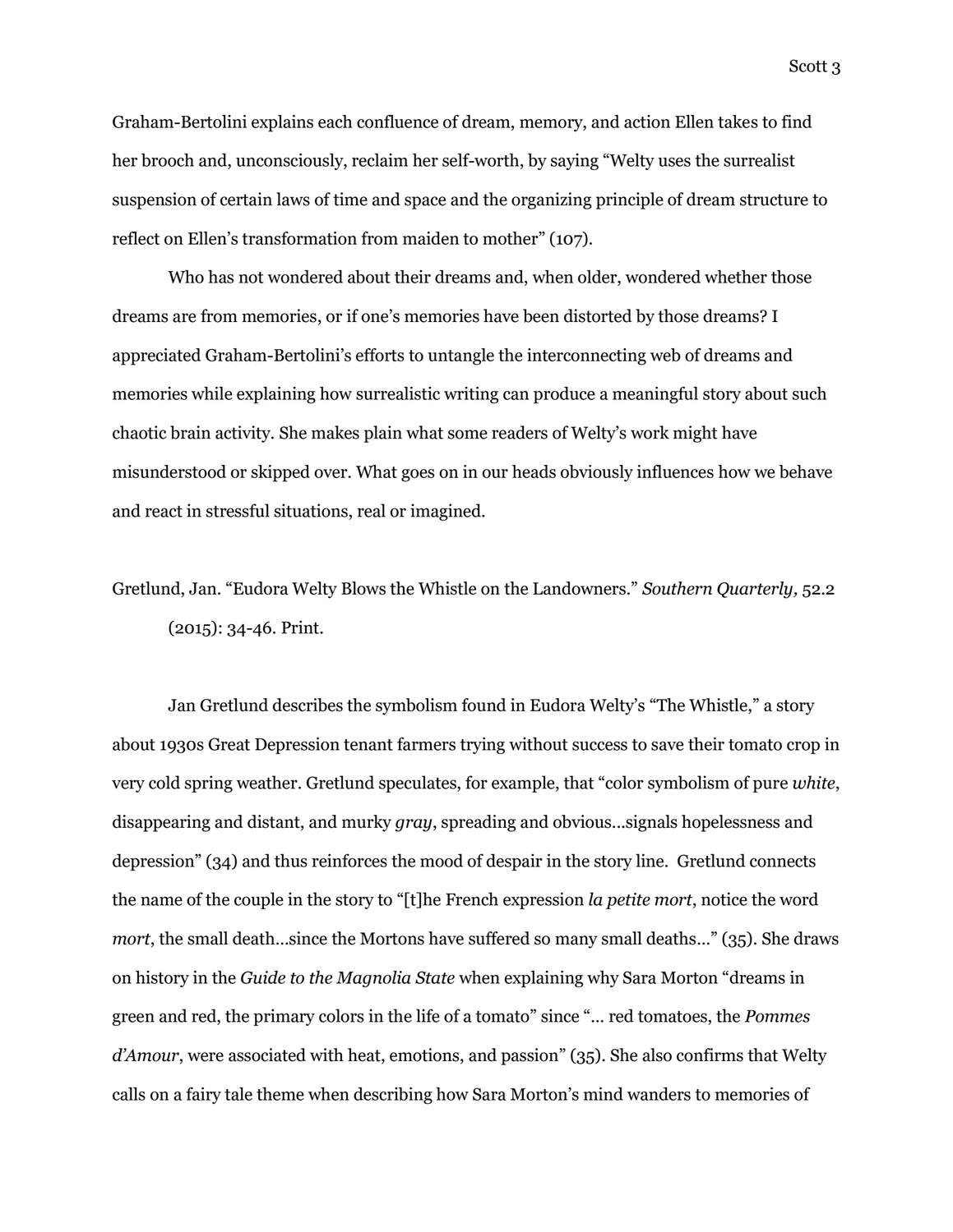Graham-Bertolini explains each confluence of dream, memory, and action Ellen takes to find her brooch and, unconsciously, reclaim her self-worth, by saying "Welty uses the surrealist suspension of certain laws of time and space and the organizing principle of dream structure to reflect on Ellen's transformation from maiden to mother" (107).

Who has not wondered about their dreams and, when older, wondered whether those dreams are from memories, or if one's memories have been distorted by those dreams? I appreciated Graham-Bertolini's efforts to untangle the interconnecting web of dreams and memories while explaining how surrealistic writing can produce a meaningful story about such chaotic brain activity. She makes plain what some readers of Welty's work might have misunderstood or skipped over. What goes on in our heads obviously influences how we behave and react in stressful situations, real or imagined.

Gretlund, Jan. "Eudora Welty Blows the Whistle on the Landowners." *Southern Quarterly,* 52.2 (2015): 34-46. Print.

Jan Gretlund describes the symbolism found in Eudora Welty's "The Whistle," a story about 1930s Great Depression tenant farmers trying without success to save their tomato crop in very cold spring weather. Gretlund speculates, for example, that "color symbolism of pure *white*, disappearing and distant, and murky *gray*, spreading and obvious…signals hopelessness and depression" (34) and thus reinforces the mood of despair in the story line. Gretlund connects the name of the couple in the story to "[t]he French expression *la petite mort*, notice the word *mort*, the small death…since the Mortons have suffered so many small deaths…" (35). She draws on history in the *Guide to the Magnolia State* when explaining why Sara Morton "dreams in green and red, the primary colors in the life of a tomato" since "… red tomatoes, the *Pommes d'Amour*, were associated with heat, emotions, and passion" (35). She also confirms that Welty calls on a fairy tale theme when describing how Sara Morton's mind wanders to memories of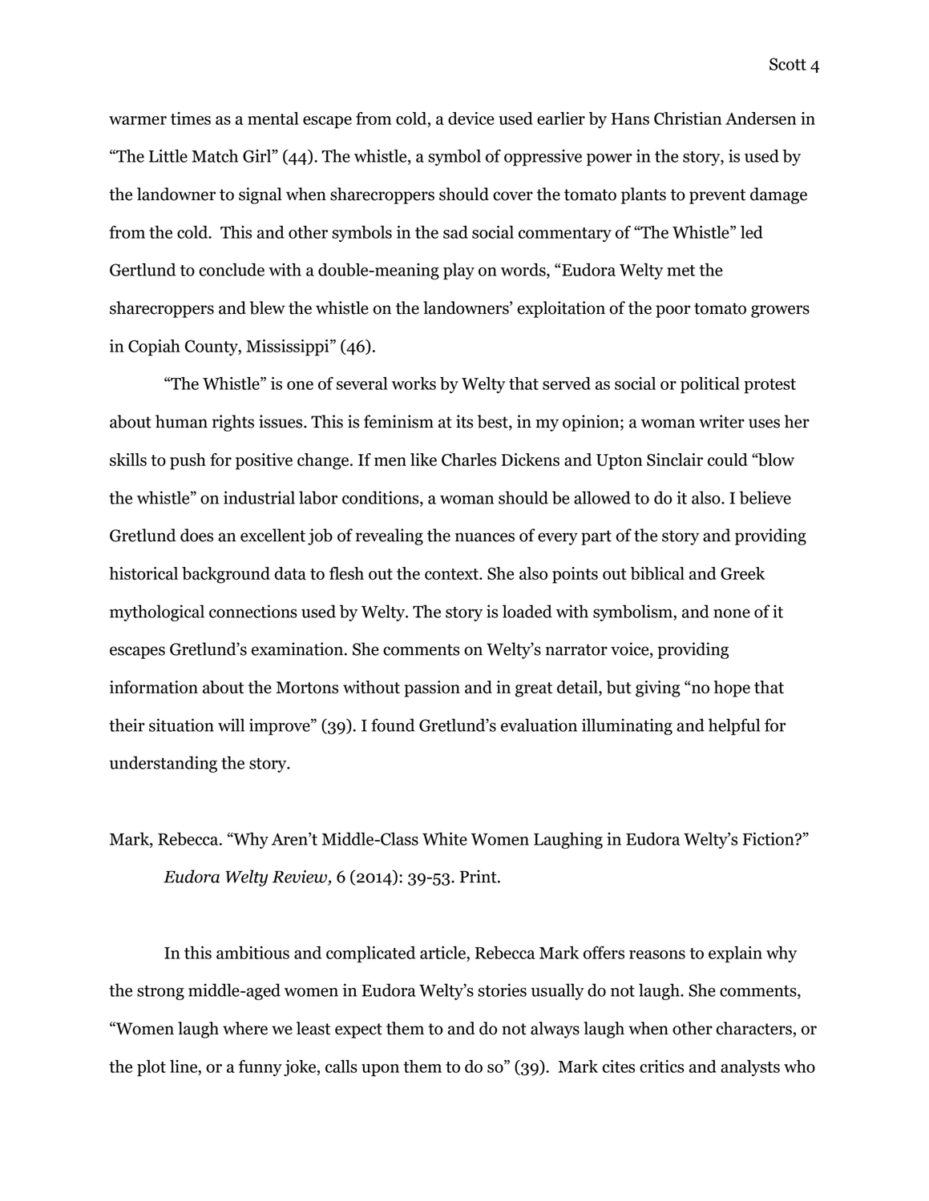warmer times as a mental escape from cold, a device used earlier by Hans Christian Andersen in "The Little Match Girl" (44). The whistle, a symbol of oppressive power in the story, is used by the landowner to signal when sharecroppers should cover the tomato plants to prevent damage from the cold. This and other symbols in the sad social commentary of "The Whistle" led Gertlund to conclude with a double-meaning play on words, "Eudora Welty met the sharecroppers and blew the whistle on the landowners' exploitation of the poor tomato growers in Copiah County, Mississippi" (46).

"The Whistle" is one of several works by Welty that served as social or political protest about human rights issues. This is feminism at its best, in my opinion; a woman writer uses her skills to push for positive change. If men like Charles Dickens and Upton Sinclair could "blow the whistle" on industrial labor conditions, a woman should be allowed to do it also. I believe Gretlund does an excellent job of revealing the nuances of every part of the story and providing historical background data to flesh out the context. She also points out biblical and Greek mythological connections used by Welty. The story is loaded with symbolism, and none of it escapes Gretlund's examination. She comments on Welty's narrator voice, providing information about the Mortons without passion and in great detail, but giving "no hope that their situation will improve" (39). I found Gretlund's evaluation illuminating and helpful for understanding the story.

Mark, Rebecca. "Why Aren't Middle-Class White Women Laughing in Eudora Welty's Fiction?" *Eudora Welty Review,* 6 (2014): 39-53. Print.

In this ambitious and complicated article, Rebecca Mark offers reasons to explain why the strong middle-aged women in Eudora Welty's stories usually do not laugh. She comments, "Women laugh where we least expect them to and do not always laugh when other characters, or the plot line, or a funny joke, calls upon them to do so" (39). Mark cites critics and analysts who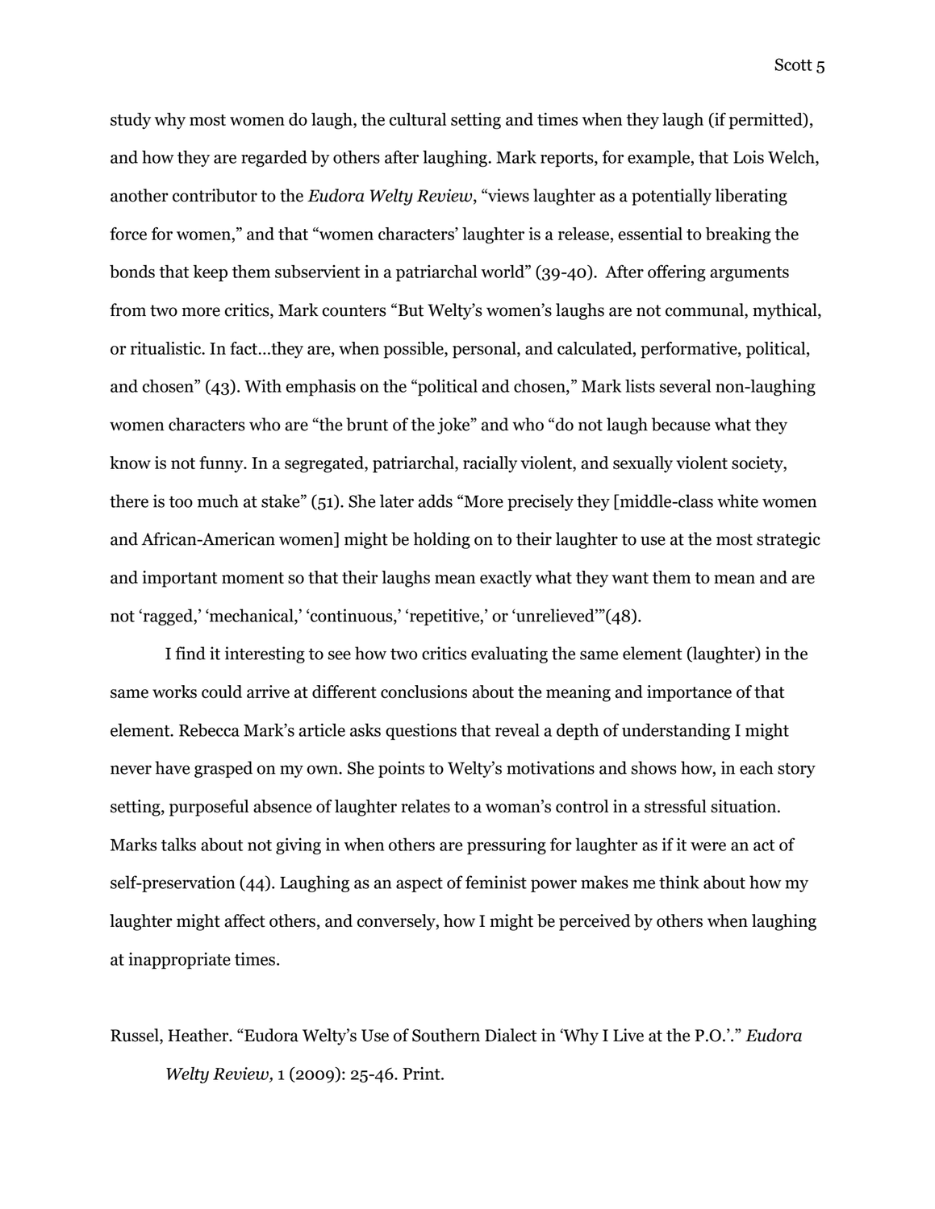study why most women do laugh, the cultural setting and times when they laugh (if permitted), and how they are regarded by others after laughing. Mark reports, for example, that Lois Welch, another contributor to the *Eudora Welty Review*, "views laughter as a potentially liberating force for women," and that "women characters' laughter is a release, essential to breaking the bonds that keep them subservient in a patriarchal world" (39-40). After offering arguments from two more critics, Mark counters "But Welty's women's laughs are not communal, mythical, or ritualistic. In fact…they are, when possible, personal, and calculated, performative, political, and chosen" (43). With emphasis on the "political and chosen," Mark lists several non-laughing women characters who are "the brunt of the joke" and who "do not laugh because what they know is not funny. In a segregated, patriarchal, racially violent, and sexually violent society, there is too much at stake" (51). She later adds "More precisely they [middle-class white women and African-American women] might be holding on to their laughter to use at the most strategic and important moment so that their laughs mean exactly what they want them to mean and are not 'ragged,' 'mechanical,' 'continuous,' 'repetitive,' or 'unrelieved'"(48).

I find it interesting to see how two critics evaluating the same element (laughter) in the same works could arrive at different conclusions about the meaning and importance of that element. Rebecca Mark's article asks questions that reveal a depth of understanding I might never have grasped on my own. She points to Welty's motivations and shows how, in each story setting, purposeful absence of laughter relates to a woman's control in a stressful situation. Marks talks about not giving in when others are pressuring for laughter as if it were an act of self-preservation (44). Laughing as an aspect of feminist power makes me think about how my laughter might affect others, and conversely, how I might be perceived by others when laughing at inappropriate times.

Russel, Heather. "Eudora Welty's Use of Southern Dialect in 'Why I Live at the P.O.'." *Eudora Welty Review,* 1 (2009): 25-46. Print.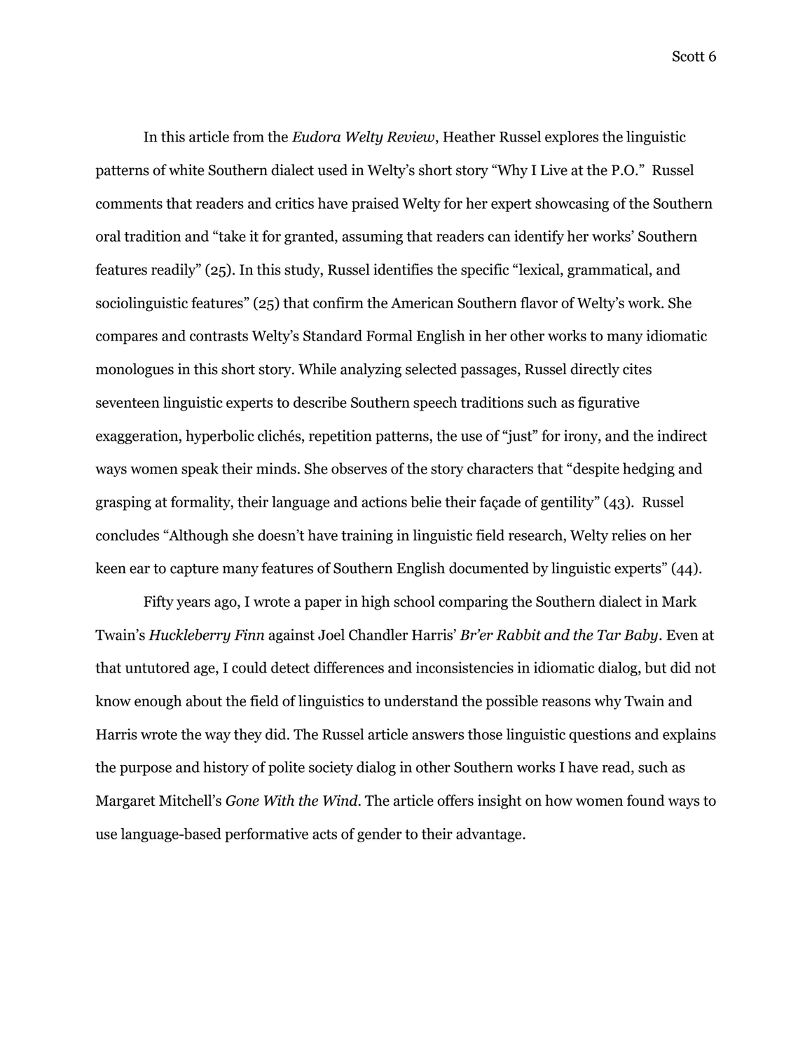In this article from the *Eudora Welty Review*, Heather Russel explores the linguistic patterns of white Southern dialect used in Welty's short story "Why I Live at the P.O." Russel comments that readers and critics have praised Welty for her expert showcasing of the Southern oral tradition and "take it for granted, assuming that readers can identify her works' Southern features readily" (25). In this study, Russel identifies the specific "lexical, grammatical, and sociolinguistic features" (25) that confirm the American Southern flavor of Welty's work. She compares and contrasts Welty's Standard Formal English in her other works to many idiomatic monologues in this short story. While analyzing selected passages, Russel directly cites seventeen linguistic experts to describe Southern speech traditions such as figurative exaggeration, hyperbolic clichés, repetition patterns, the use of "just" for irony, and the indirect ways women speak their minds. She observes of the story characters that "despite hedging and grasping at formality, their language and actions belie their façade of gentility" (43). Russel concludes "Although she doesn't have training in linguistic field research, Welty relies on her keen ear to capture many features of Southern English documented by linguistic experts" (44).

Fifty years ago, I wrote a paper in high school comparing the Southern dialect in Mark Twain's *Huckleberry Finn* against Joel Chandler Harris' *Br'er Rabbit and the Tar Baby*. Even at that untutored age, I could detect differences and inconsistencies in idiomatic dialog, but did not know enough about the field of linguistics to understand the possible reasons why Twain and Harris wrote the way they did. The Russel article answers those linguistic questions and explains the purpose and history of polite society dialog in other Southern works I have read, such as Margaret Mitchell's *Gone With the Wind*. The article offers insight on how women found ways to use language-based performative acts of gender to their advantage.